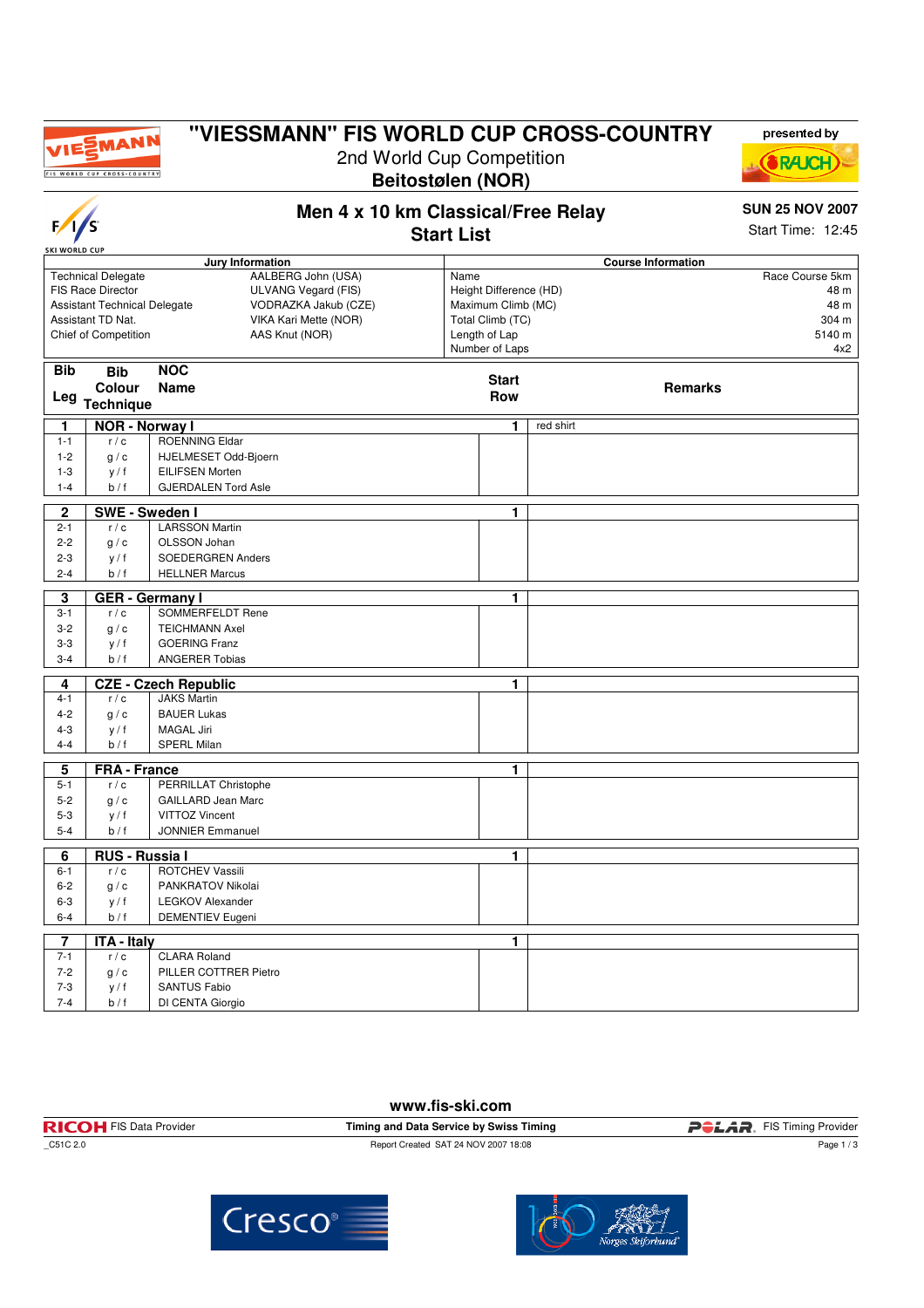# "VIESSMANN" FIS WORLD CUP CROSS-COUNTRY

2nd World Cup Competition

**Beitostølen (NOR)**

presented by RAUCH

## Men 4 x 10 km Classical/Free Relay

## Start List

**SUN 25 NOV 2007**

Start Time: 12:45

| Jury Information | |
|---|---|
| Technical Delegate | AALBERG John (USA) |
| FIS Race Director | ULVANG Vegard (FIS) |
| Assistant Technical Delegate | VODRAZKA Jakub (CZE) |
| Assistant TD Nat. | VIKA Kari Mette (NOR) |
| Chief of Competition | AAS Knut (NOR) |

| Course Information | |
|---|---|
| Name | Race Course 5km |
| Height Difference (HD) | 48 m |
| Maximum Climb (MC) | 48 m |
| Total Climb (TC) | 304 m |
| Length of Lap | 5140 m |
| Number of Laps | 4x2 |

| Bib / Leg | Bib Colour Technique | NOC Name | Start Row | Remarks |
|---|---|---|---|---|
| **1** | | **NOR - Norway I** | 1 | red shirt |
| 1-1 | r / c | ROENNING Eldar | | |
| 1-2 | g / c | HJELMESET Odd-Bjoern | | |
| 1-3 | y / f | EILIFSEN Morten | | |
| 1-4 | b / f | GJERDALEN Tord Asle | | |
| **2** | | **SWE - Sweden I** | 1 | |
| 2-1 | r / c | LARSSON Martin | | |
| 2-2 | g / c | OLSSON Johan | | |
| 2-3 | y / f | SOEDERGREN Anders | | |
| 2-4 | b / f | HELLNER Marcus | | |
| **3** | | **GER - Germany I** | 1 | |
| 3-1 | r / c | SOMMERFELDT Rene | | |
| 3-2 | g / c | TEICHMANN Axel | | |
| 3-3 | y / f | GOERING Franz | | |
| 3-4 | b / f | ANGERER Tobias | | |
| **4** | | **CZE - Czech Republic** | 1 | |
| 4-1 | r / c | JAKS Martin | | |
| 4-2 | g / c | BAUER Lukas | | |
| 4-3 | y / f | MAGAL Jiri | | |
| 4-4 | b / f | SPERL Milan | | |
| **5** | | **FRA - France** | 1 | |
| 5-1 | r / c | PERRILLAT Christophe | | |
| 5-2 | g / c | GAILLARD Jean Marc | | |
| 5-3 | y / f | VITTOZ Vincent | | |
| 5-4 | b / f | JONNIER Emmanuel | | |
| **6** | | **RUS - Russia I** | 1 | |
| 6-1 | r / c | ROTCHEV Vassili | | |
| 6-2 | g / c | PANKRATOV Nikolai | | |
| 6-3 | y / f | LEGKOV Alexander | | |
| 6-4 | b / f | DEMENTIEV Eugeni | | |
| **7** | | **ITA - Italy** | 1 | |
| 7-1 | r / c | CLARA Roland | | |
| 7-2 | g / c | PILLER COTTRER Pietro | | |
| 7-3 | y / f | SANTUS Fabio | | |
| 7-4 | b / f | DI CENTA Giorgio | | |

www.fis-ski.com

RICOH FIS Data Provider | Timing and Data Service by Swiss Timing | POLAR FIS Timing Provider

_C51C 2.0 | Report Created SAT 24 NOV 2007 18:08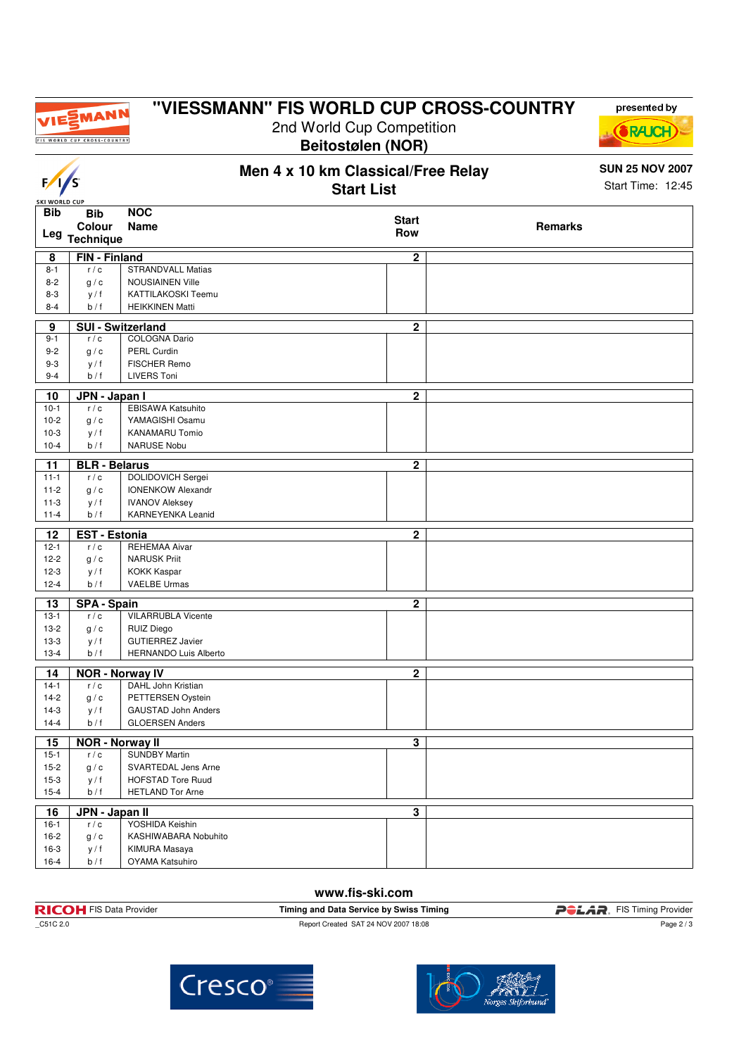# "VIESSMANN" FIS WORLD CUP CROSS-COUNTRY

2nd World Cup Competition

**Beitostølen (NOR)**

presented by

## Men 4 x 10 km Classical/Free Relay

## Start List

**SUN 25 NOV 2007**

Start Time: 12:45

| Bib / Leg | Bib Colour Technique | NOC Name | Start Row | Remarks |
|---|---|---|---|---|
| **8** | **FIN - Finland** | | **2** | |
| 8-1 | r / c | STRANDVALL Matias | | |
| 8-2 | g / c | NOUSIAINEN Ville | | |
| 8-3 | y / f | KATTILAKOSKI Teemu | | |
| 8-4 | b / f | HEIKKINEN Matti | | |
| **9** | **SUI - Switzerland** | | **2** | |
| 9-1 | r / c | COLOGNA Dario | | |
| 9-2 | g / c | PERL Curdin | | |
| 9-3 | y / f | FISCHER Remo | | |
| 9-4 | b / f | LIVERS Toni | | |
| **10** | **JPN - Japan I** | | **2** | |
| 10-1 | r / c | EBISAWA Katsuhito | | |
| 10-2 | g / c | YAMAGISHI Osamu | | |
| 10-3 | y / f | KANAMARU Tomio | | |
| 10-4 | b / f | NARUSE Nobu | | |
| **11** | **BLR - Belarus** | | **2** | |
| 11-1 | r / c | DOLIDOVICH Sergei | | |
| 11-2 | g / c | IONENKOW Alexandr | | |
| 11-3 | y / f | IVANOV Aleksey | | |
| 11-4 | b / f | KARNEYENKA Leanid | | |
| **12** | **EST - Estonia** | | **2** | |
| 12-1 | r / c | REHEMAA Aivar | | |
| 12-2 | g / c | NARUSK Priit | | |
| 12-3 | y / f | KOKK Kaspar | | |
| 12-4 | b / f | VAELBE Urmas | | |
| **13** | **SPA - Spain** | | **2** | |
| 13-1 | r / c | VILARRUBLA Vicente | | |
| 13-2 | g / c | RUIZ Diego | | |
| 13-3 | y / f | GUTIERREZ Javier | | |
| 13-4 | b / f | HERNANDO Luis Alberto | | |
| **14** | **NOR - Norway IV** | | **2** | |
| 14-1 | r / c | DAHL John Kristian | | |
| 14-2 | g / c | PETTERSEN Oystein | | |
| 14-3 | y / f | GAUSTAD John Anders | | |
| 14-4 | b / f | GLOERSEN Anders | | |
| **15** | **NOR - Norway II** | | **3** | |
| 15-1 | r / c | SUNDBY Martin | | |
| 15-2 | g / c | SVARTEDAL Jens Arne | | |
| 15-3 | y / f | HOFSTAD Tore Ruud | | |
| 15-4 | b / f | HETLAND Tor Arne | | |
| **16** | **JPN - Japan II** | | **3** | |
| 16-1 | r / c | YOSHIDA Keishin | | |
| 16-2 | g / c | KASHIWABARA Nobuhito | | |
| 16-3 | y / f | KIMURA Masaya | | |
| 16-4 | b / f | OYAMA Katsuhiro | | |

www.fis-ski.com

RICOH FIS Data Provider | Timing and Data Service by Swiss Timing | POLAR FIS Timing Provider

_C51C 2.0 | Report Created SAT 24 NOV 2007 18:08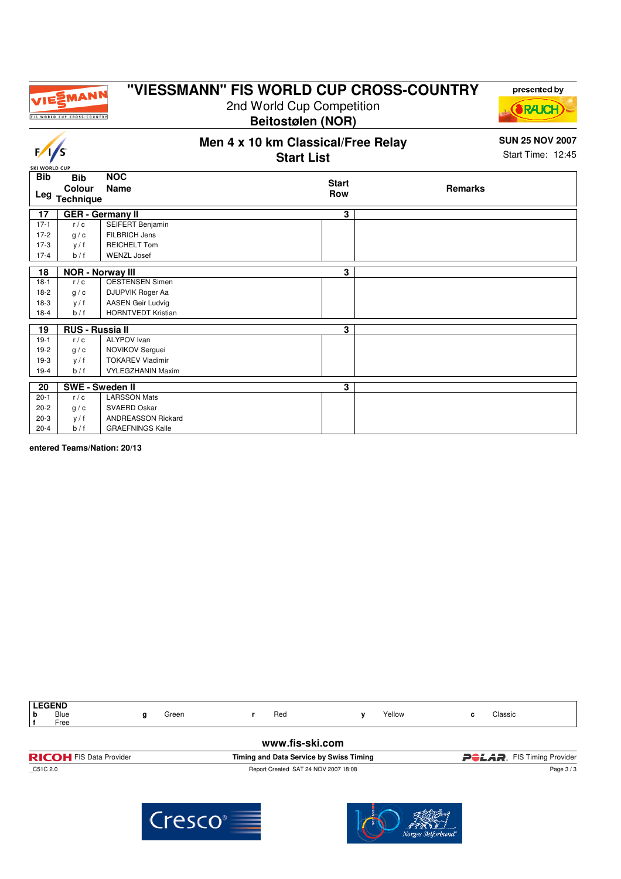# "VIESSMANN" FIS WORLD CUP CROSS-COUNTRY

2nd World Cup Competition

**Beitostølen (NOR)**

presented by RAUCH

## Men 4 x 10 km Classical/Free Relay
## Start List

**SUN 25 NOV 2007**

Start Time: 12:45

| Bib / Leg | Bib Colour Technique | NOC Name | Start Row | Remarks |
|---|---|---|---|---|
| **17** | **GER - Germany II** | | **3** | |
| 17-1 | r / c | SEIFERT Benjamin | | |
| 17-2 | g / c | FILBRICH Jens | | |
| 17-3 | y / f | REICHELT Tom | | |
| 17-4 | b / f | WENZL Josef | | |
| **18** | **NOR - Norway III** | | **3** | |
| 18-1 | r / c | OESTENSEN Simen | | |
| 18-2 | g / c | DJUPVIK Roger Aa | | |
| 18-3 | y / f | AASEN Geir Ludvig | | |
| 18-4 | b / f | HORNTVEDT Kristian | | |
| **19** | **RUS - Russia II** | | **3** | |
| 19-1 | r / c | ALYPOV Ivan | | |
| 19-2 | g / c | NOVIKOV Serguei | | |
| 19-3 | y / f | TOKAREV Vladimir | | |
| 19-4 | b / f | VYLEGZHANIN Maxim | | |
| **20** | **SWE - Sweden II** | | **3** | |
| 20-1 | r / c | LARSSON Mats | | |
| 20-2 | g / c | SVAERD Oskar | | |
| 20-3 | y / f | ANDREASSON Rickard | | |
| 20-4 | b / f | GRAEFNINGS Kalle | | |

**entered Teams/Nation: 20/13**

| LEGEND | | | | | | | | | |
|---|---|---|---|---|---|---|---|---|---|
| b | Blue | g | Green | r | Red | y | Yellow | c | Classic |
| f | Free | | | | | | | | |

**www.fis-ski.com**

RICOH FIS Data Provider | Timing and Data Service by Swiss Timing | POLAR FIS Timing Provider

_C51C 2.0 | Report Created SAT 24 NOV 2007 18:08